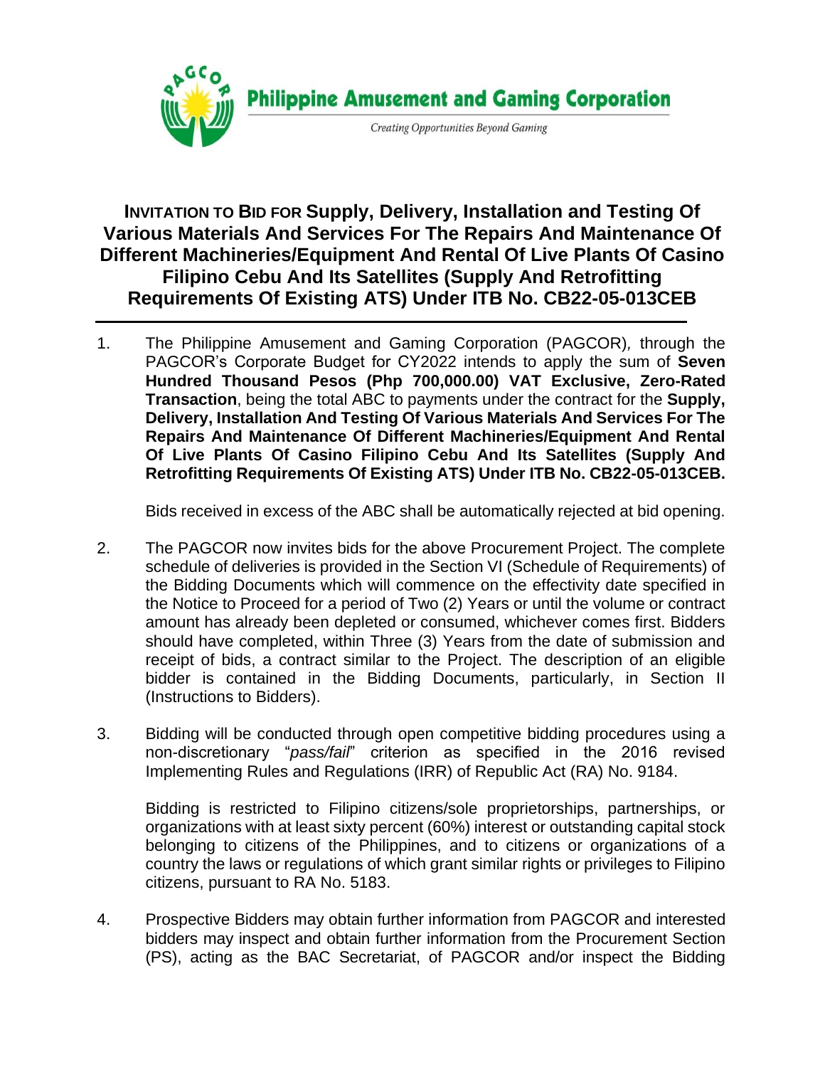**Philippine Amusement and Gaming Corporation**

*Creating Opportunities Beyond Gaming*

# INVITATION TO BID FOR Supply, Delivery, Installation and Testing Of Various Materials And Services For The Repairs And Maintenance Of Different Machineries/Equipment And Rental Of Live Plants Of Casino Filipino Cebu And Its Satellites (Supply And Retrofitting Requirements Of Existing ATS) Under ITB No. CB22-05-013CEB

1. The Philippine Amusement and Gaming Corporation (PAGCOR), through the PAGCOR's Corporate Budget for CY2022 intends to apply the sum of **Seven Hundred Thousand Pesos (Php 700,000.00) VAT Exclusive, Zero-Rated Transaction**, being the total ABC to payments under the contract for the **Supply, Delivery, Installation And Testing Of Various Materials And Services For The Repairs And Maintenance Of Different Machineries/Equipment And Rental Of Live Plants Of Casino Filipino Cebu And Its Satellites (Supply And Retrofitting Requirements Of Existing ATS) Under ITB No. CB22-05-013CEB.**

   Bids received in excess of the ABC shall be automatically rejected at bid opening.

2. The PAGCOR now invites bids for the above Procurement Project. The complete schedule of deliveries is provided in the Section VI (Schedule of Requirements) of the Bidding Documents which will commence on the effectivity date specified in the Notice to Proceed for a period of Two (2) Years or until the volume or contract amount has already been depleted or consumed, whichever comes first. Bidders should have completed, within Three (3) Years from the date of submission and receipt of bids, a contract similar to the Project. The description of an eligible bidder is contained in the Bidding Documents, particularly, in Section II (Instructions to Bidders).

3. Bidding will be conducted through open competitive bidding procedures using a non-discretionary "*pass/fail*" criterion as specified in the 2016 revised Implementing Rules and Regulations (IRR) of Republic Act (RA) No. 9184.

   Bidding is restricted to Filipino citizens/sole proprietorships, partnerships, or organizations with at least sixty percent (60%) interest or outstanding capital stock belonging to citizens of the Philippines, and to citizens or organizations of a country the laws or regulations of which grant similar rights or privileges to Filipino citizens, pursuant to RA No. 5183.

4. Prospective Bidders may obtain further information from PAGCOR and interested bidders may inspect and obtain further information from the Procurement Section (PS), acting as the BAC Secretariat, of PAGCOR and/or inspect the Bidding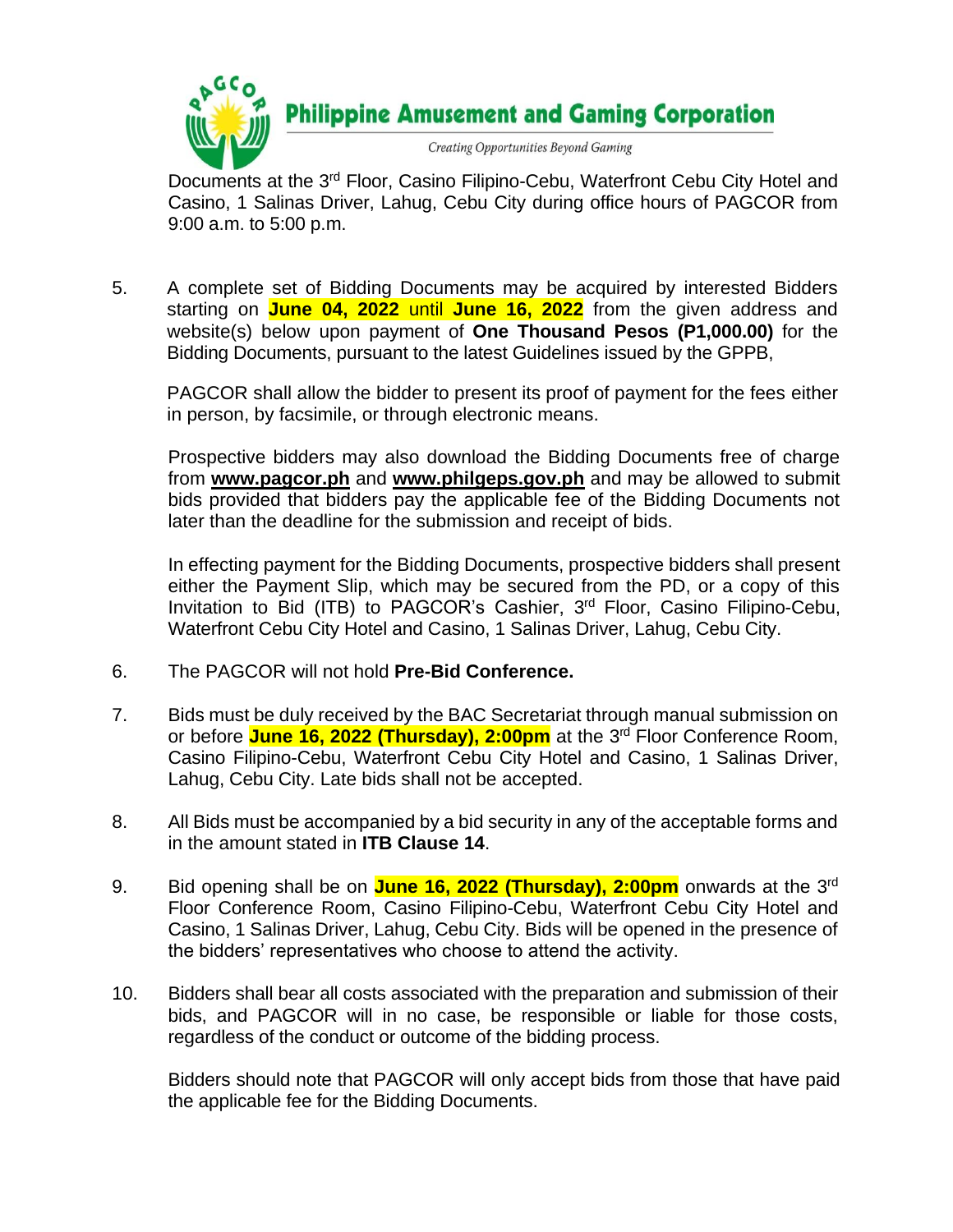Documents at the 3rd Floor, Casino Filipino-Cebu, Waterfront Cebu City Hotel and Casino, 1 Salinas Driver, Lahug, Cebu City during office hours of PAGCOR from 9:00 a.m. to 5:00 p.m.

5. A complete set of Bidding Documents may be acquired by interested Bidders starting on **June 04, 2022** until **June 16, 2022** from the given address and website(s) below upon payment of **One Thousand Pesos (P1,000.00)** for the Bidding Documents, pursuant to the latest Guidelines issued by the GPPB,

   PAGCOR shall allow the bidder to present its proof of payment for the fees either in person, by facsimile, or through electronic means.

   Prospective bidders may also download the Bidding Documents free of charge from **www.pagcor.ph** and **www.philgeps.gov.ph** and may be allowed to submit bids provided that bidders pay the applicable fee of the Bidding Documents not later than the deadline for the submission and receipt of bids.

   In effecting payment for the Bidding Documents, prospective bidders shall present either the Payment Slip, which may be secured from the PD, or a copy of this Invitation to Bid (ITB) to PAGCOR's Cashier, 3rd Floor, Casino Filipino-Cebu, Waterfront Cebu City Hotel and Casino, 1 Salinas Driver, Lahug, Cebu City.

6. The PAGCOR will not hold **Pre-Bid Conference.**

7. Bids must be duly received by the BAC Secretariat through manual submission on or before **June 16, 2022 (Thursday), 2:00pm** at the 3rd Floor Conference Room, Casino Filipino-Cebu, Waterfront Cebu City Hotel and Casino, 1 Salinas Driver, Lahug, Cebu City. Late bids shall not be accepted.

8. All Bids must be accompanied by a bid security in any of the acceptable forms and in the amount stated in **ITB Clause 14**.

9. Bid opening shall be on **June 16, 2022 (Thursday), 2:00pm** onwards at the 3rd Floor Conference Room, Casino Filipino-Cebu, Waterfront Cebu City Hotel and Casino, 1 Salinas Driver, Lahug, Cebu City. Bids will be opened in the presence of the bidders' representatives who choose to attend the activity.

10. Bidders shall bear all costs associated with the preparation and submission of their bids, and PAGCOR will in no case, be responsible or liable for those costs, regardless of the conduct or outcome of the bidding process.

    Bidders should note that PAGCOR will only accept bids from those that have paid the applicable fee for the Bidding Documents.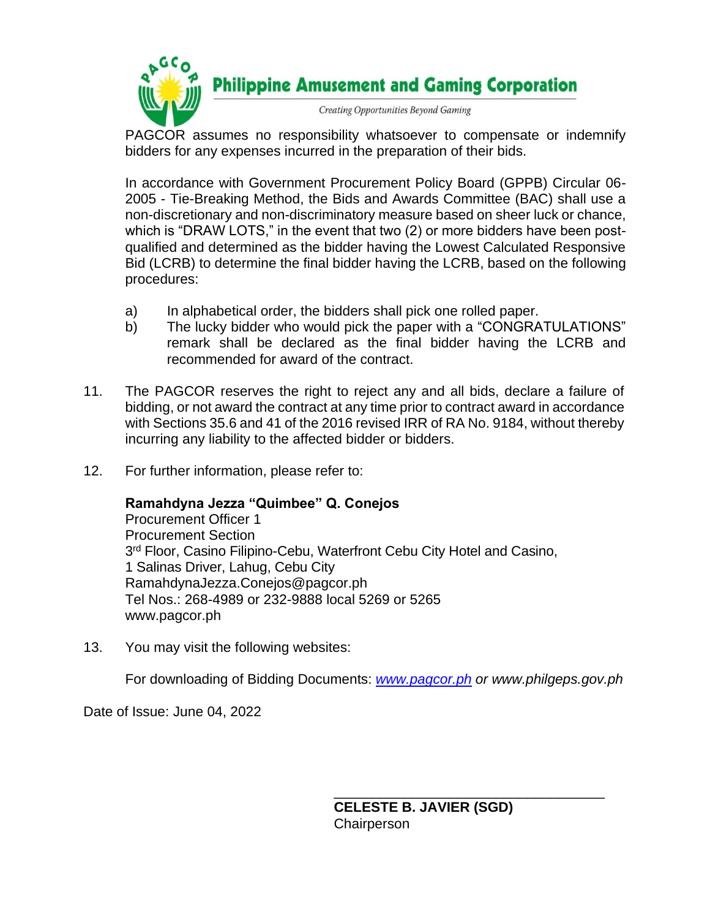PAGCOR assumes no responsibility whatsoever to compensate or indemnify bidders for any expenses incurred in the preparation of their bids.

In accordance with Government Procurement Policy Board (GPPB) Circular 06-2005 - Tie-Breaking Method, the Bids and Awards Committee (BAC) shall use a non-discretionary and non-discriminatory measure based on sheer luck or chance, which is "DRAW LOTS," in the event that two (2) or more bidders have been post-qualified and determined as the bidder having the Lowest Calculated Responsive Bid (LCRB) to determine the final bidder having the LCRB, based on the following procedures:

a) In alphabetical order, the bidders shall pick one rolled paper.
b) The lucky bidder who would pick the paper with a "CONGRATULATIONS" remark shall be declared as the final bidder having the LCRB and recommended for award of the contract.

11. The PAGCOR reserves the right to reject any and all bids, declare a failure of bidding, or not award the contract at any time prior to contract award in accordance with Sections 35.6 and 41 of the 2016 revised IRR of RA No. 9184, without thereby incurring any liability to the affected bidder or bidders.

12. For further information, please refer to:

**Ramahdyna Jezza "Quimbee" Q. Conejos**
Procurement Officer 1
Procurement Section
3rd Floor, Casino Filipino-Cebu, Waterfront Cebu City Hotel and Casino,
1 Salinas Driver, Lahug, Cebu City
RamahdynaJezza.Conejos@pagcor.ph
Tel Nos.: 268-4989 or 232-9888 local 5269 or 5265
www.pagcor.ph

13. You may visit the following websites:

For downloading of Bidding Documents: *www.pagcor.ph or www.philgeps.gov.ph*

Date of Issue: June 04, 2022

**CELESTE B. JAVIER (SGD)**
Chairperson